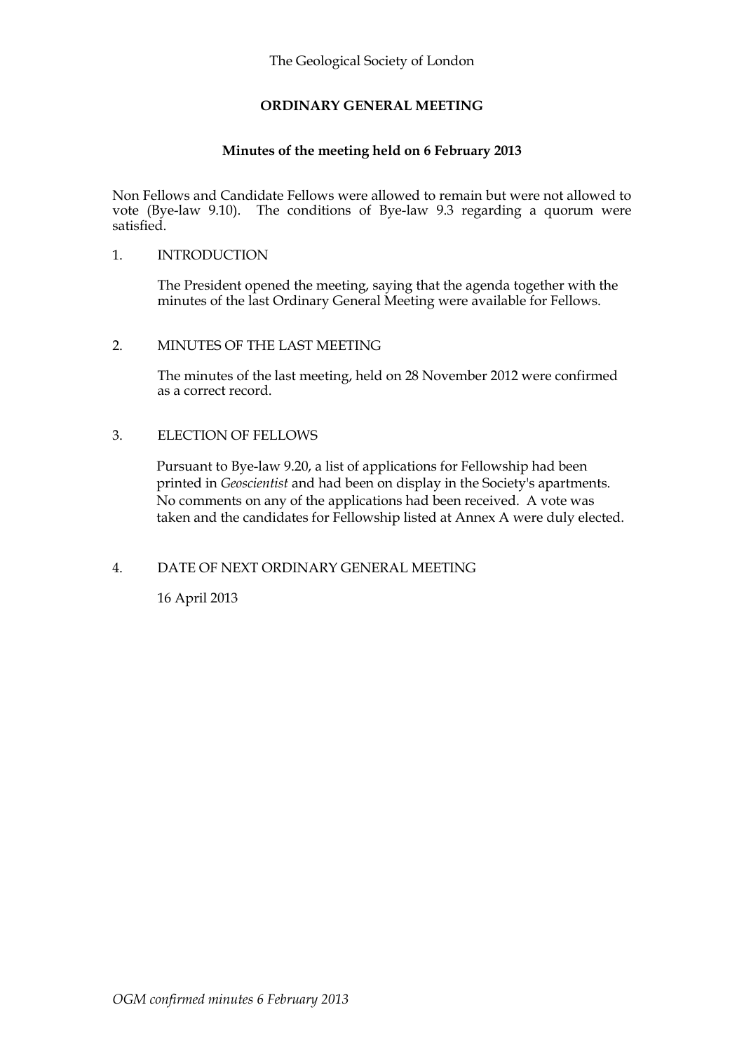The Geological Society of London

## ORDINARY GENERAL MEETING

### Minutes of the meeting held on 6 February 2013

Non Fellows and Candidate Fellows were allowed to remain but were not allowed to vote (Bye-law 9.10). The conditions of Bye-law 9.3 regarding a quorum were satisfied.

1. INTRODUCTION

   The President opened the meeting, saying that the agenda together with the minutes of the last Ordinary General Meeting were available for Fellows.

2. MINUTES OF THE LAST MEETING

   The minutes of the last meeting, held on 28 November 2012 were confirmed as a correct record.

3. ELECTION OF FELLOWS

   Pursuant to Bye-law 9.20, a list of applications for Fellowship had been printed in *Geoscientist* and had been on display in the Society's apartments. No comments on any of the applications had been received. A vote was taken and the candidates for Fellowship listed at Annex A were duly elected.

4. DATE OF NEXT ORDINARY GENERAL MEETING

   16 April 2013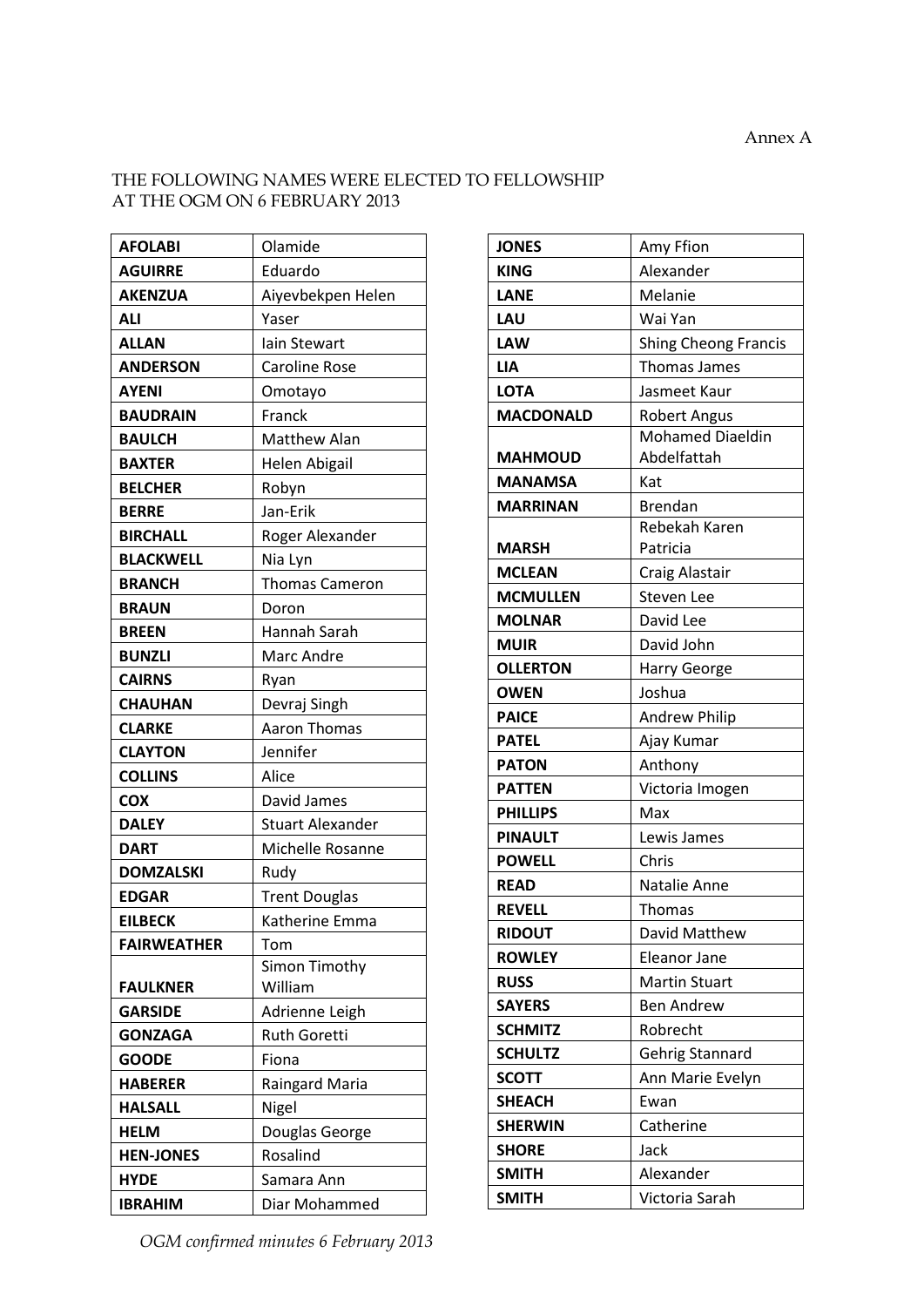Annex A

THE FOLLOWING NAMES WERE ELECTED TO FELLOWSHIP AT THE OGM ON 6 FEBRUARY 2013

| | |
|---|---|
| **AFOLABI** | Olamide |
| **AGUIRRE** | Eduardo |
| **AKENZUA** | Aiyevbekpen Helen |
| **ALI** | Yaser |
| **ALLAN** | Iain Stewart |
| **ANDERSON** | Caroline Rose |
| **AYENI** | Omotayo |
| **BAUDRAIN** | Franck |
| **BAULCH** | Matthew Alan |
| **BAXTER** | Helen Abigail |
| **BELCHER** | Robyn |
| **BERRE** | Jan-Erik |
| **BIRCHALL** | Roger Alexander |
| **BLACKWELL** | Nia Lyn |
| **BRANCH** | Thomas Cameron |
| **BRAUN** | Doron |
| **BREEN** | Hannah Sarah |
| **BUNZLI** | Marc Andre |
| **CAIRNS** | Ryan |
| **CHAUHAN** | Devraj Singh |
| **CLARKE** | Aaron Thomas |
| **CLAYTON** | Jennifer |
| **COLLINS** | Alice |
| **COX** | David James |
| **DALEY** | Stuart Alexander |
| **DART** | Michelle Rosanne |
| **DOMZALSKI** | Rudy |
| **EDGAR** | Trent Douglas |
| **EILBECK** | Katherine Emma |
| **FAIRWEATHER** | Tom |
| **FAULKNER** | Simon Timothy William |
| **GARSIDE** | Adrienne Leigh |
| **GONZAGA** | Ruth Goretti |
| **GOODE** | Fiona |
| **HABERER** | Raingard Maria |
| **HALSALL** | Nigel |
| **HELM** | Douglas George |
| **HEN-JONES** | Rosalind |
| **HYDE** | Samara Ann |
| **IBRAHIM** | Diar Mohammed |
| **JONES** | Amy Ffion |
| **KING** | Alexander |
| **LANE** | Melanie |
| **LAU** | Wai Yan |
| **LAW** | Shing Cheong Francis |
| **LIA** | Thomas James |
| **LOTA** | Jasmeet Kaur |
| **MACDONALD** | Robert Angus |
| **MAHMOUD** | Mohamed Diaeldin Abdelfattah |
| **MANAMSA** | Kat |
| **MARRINAN** | Brendan |
| **MARSH** | Rebekah Karen Patricia |
| **MCLEAN** | Craig Alastair |
| **MCMULLEN** | Steven Lee |
| **MOLNAR** | David Lee |
| **MUIR** | David John |
| **OLLERTON** | Harry George |
| **OWEN** | Joshua |
| **PAICE** | Andrew Philip |
| **PATEL** | Ajay Kumar |
| **PATON** | Anthony |
| **PATTEN** | Victoria Imogen |
| **PHILLIPS** | Max |
| **PINAULT** | Lewis James |
| **POWELL** | Chris |
| **READ** | Natalie Anne |
| **REVELL** | Thomas |
| **RIDOUT** | David Matthew |
| **ROWLEY** | Eleanor Jane |
| **RUSS** | Martin Stuart |
| **SAYERS** | Ben Andrew |
| **SCHMITZ** | Robrecht |
| **SCHULTZ** | Gehrig Stannard |
| **SCOTT** | Ann Marie Evelyn |
| **SHEACH** | Ewan |
| **SHERWIN** | Catherine |
| **SHORE** | Jack |
| **SMITH** | Alexander |
| **SMITH** | Victoria Sarah |

*OGM confirmed minutes 6 February 2013*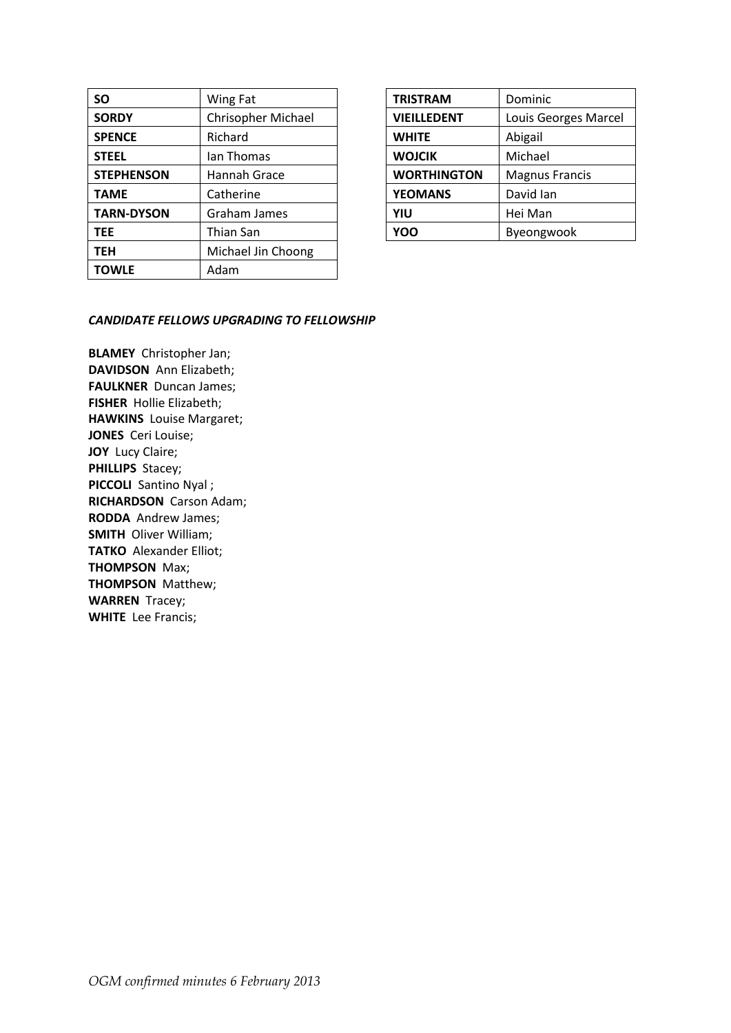| | |
|---|---|
| **SO** | Wing Fat |
| **SORDY** | Chrisopher Michael |
| **SPENCE** | Richard |
| **STEEL** | Ian Thomas |
| **STEPHENSON** | Hannah Grace |
| **TAME** | Catherine |
| **TARN-DYSON** | Graham James |
| **TEE** | Thian San |
| **TEH** | Michael Jin Choong |
| **TOWLE** | Adam |

| | |
|---|---|
| **TRISTRAM** | Dominic |
| **VIEILLEDENT** | Louis Georges Marcel |
| **WHITE** | Abigail |
| **WOJCIK** | Michael |
| **WORTHINGTON** | Magnus Francis |
| **YEOMANS** | David Ian |
| **YIU** | Hei Man |
| **YOO** | Byeongwook |

***CANDIDATE FELLOWS UPGRADING TO FELLOWSHIP***

**BLAMEY** Christopher Jan;
**DAVIDSON** Ann Elizabeth;
**FAULKNER** Duncan James;
**FISHER** Hollie Elizabeth;
**HAWKINS** Louise Margaret;
**JONES** Ceri Louise;
**JOY** Lucy Claire;
**PHILLIPS** Stacey;
**PICCOLI** Santino Nyal ;
**RICHARDSON** Carson Adam;
**RODDA** Andrew James;
**SMITH** Oliver William;
**TATKO** Alexander Elliot;
**THOMPSON** Max;
**THOMPSON** Matthew;
**WARREN** Tracey;
**WHITE** Lee Francis;